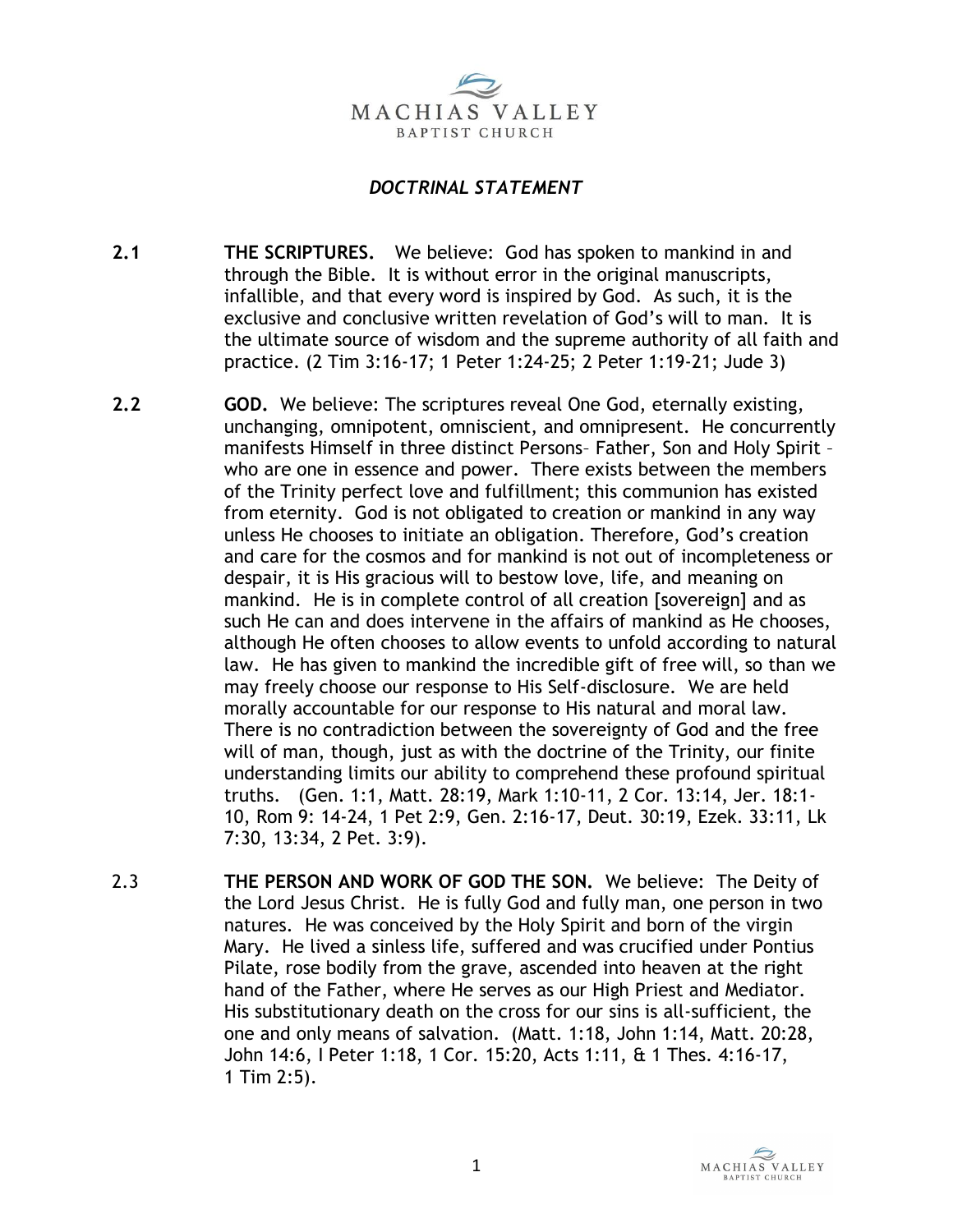MACHIAS VALLEY
BAPTIST CHURCH

## *DOCTRINAL STATEMENT*

**2.1 THE SCRIPTURES.** We believe: God has spoken to mankind in and through the Bible. It is without error in the original manuscripts, infallible, and that every word is inspired by God. As such, it is the exclusive and conclusive written revelation of God's will to man. It is the ultimate source of wisdom and the supreme authority of all faith and practice. (2 Tim 3:16-17; 1 Peter 1:24-25; 2 Peter 1:19-21; Jude 3)

**2.2 GOD.** We believe: The scriptures reveal One God, eternally existing, unchanging, omnipotent, omniscient, and omnipresent. He concurrently manifests Himself in three distinct Persons– Father, Son and Holy Spirit – who are one in essence and power. There exists between the members of the Trinity perfect love and fulfillment; this communion has existed from eternity. God is not obligated to creation or mankind in any way unless He chooses to initiate an obligation. Therefore, God's creation and care for the cosmos and for mankind is not out of incompleteness or despair, it is His gracious will to bestow love, life, and meaning on mankind. He is in complete control of all creation [sovereign] and as such He can and does intervene in the affairs of mankind as He chooses, although He often chooses to allow events to unfold according to natural law. He has given to mankind the incredible gift of free will, so than we may freely choose our response to His Self-disclosure. We are held morally accountable for our response to His natural and moral law. There is no contradiction between the sovereignty of God and the free will of man, though, just as with the doctrine of the Trinity, our finite understanding limits our ability to comprehend these profound spiritual truths. (Gen. 1:1, Matt. 28:19, Mark 1:10-11, 2 Cor. 13:14, Jer. 18:1-10, Rom 9: 14-24, 1 Pet 2:9, Gen. 2:16-17, Deut. 30:19, Ezek. 33:11, Lk 7:30, 13:34, 2 Pet. 3:9).

2.3 **THE PERSON AND WORK OF GOD THE SON.** We believe: The Deity of the Lord Jesus Christ. He is fully God and fully man, one person in two natures. He was conceived by the Holy Spirit and born of the virgin Mary. He lived a sinless life, suffered and was crucified under Pontius Pilate, rose bodily from the grave, ascended into heaven at the right hand of the Father, where He serves as our High Priest and Mediator. His substitutionary death on the cross for our sins is all-sufficient, the one and only means of salvation. (Matt. 1:18, John 1:14, Matt. 20:28, John 14:6, I Peter 1:18, 1 Cor. 15:20, Acts 1:11, & 1 Thes. 4:16-17, 1 Tim 2:5).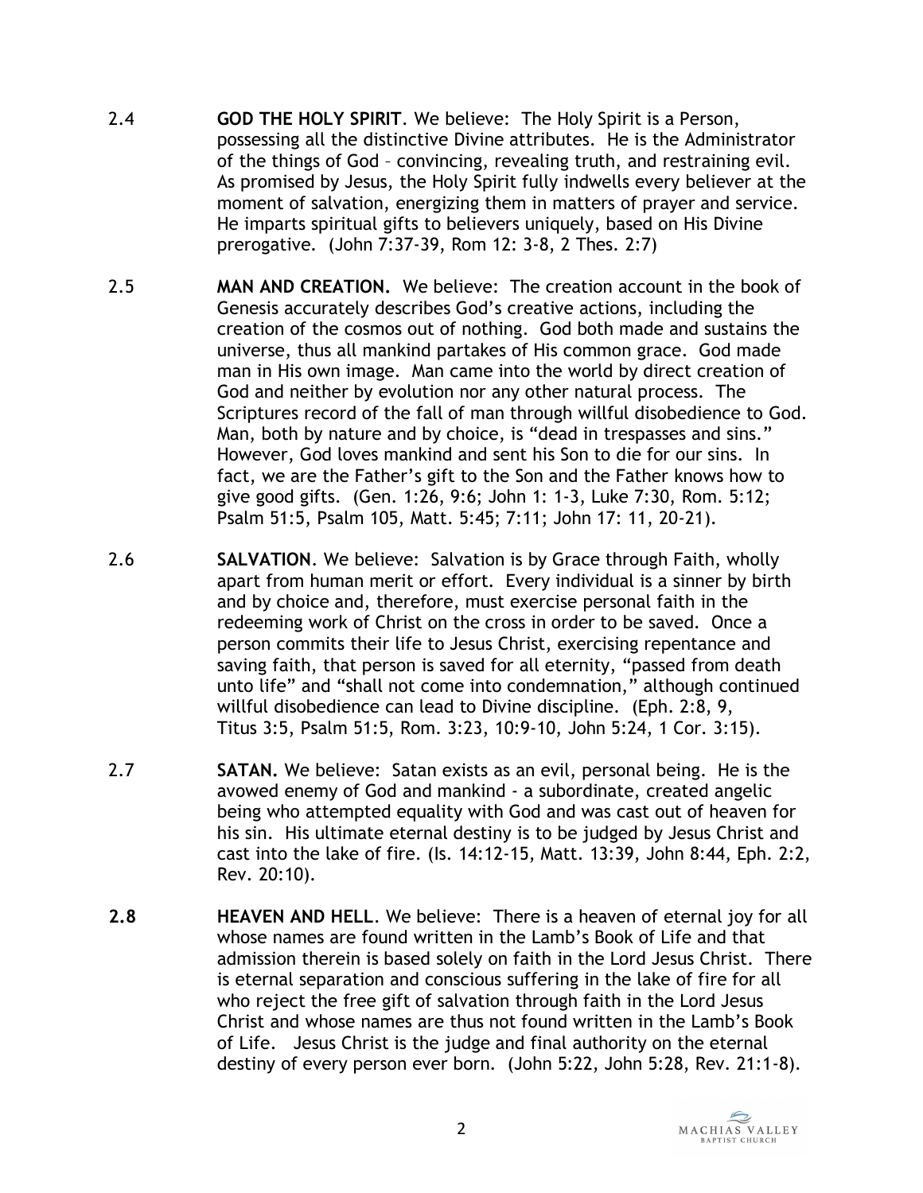2.4 **GOD THE HOLY SPIRIT**. We believe: The Holy Spirit is a Person, possessing all the distinctive Divine attributes. He is the Administrator of the things of God – convincing, revealing truth, and restraining evil. As promised by Jesus, the Holy Spirit fully indwells every believer at the moment of salvation, energizing them in matters of prayer and service. He imparts spiritual gifts to believers uniquely, based on His Divine prerogative. (John 7:37-39, Rom 12: 3-8, 2 Thes. 2:7)

2.5 **MAN AND CREATION.** We believe: The creation account in the book of Genesis accurately describes God's creative actions, including the creation of the cosmos out of nothing. God both made and sustains the universe, thus all mankind partakes of His common grace. God made man in His own image. Man came into the world by direct creation of God and neither by evolution nor any other natural process. The Scriptures record of the fall of man through willful disobedience to God. Man, both by nature and by choice, is "dead in trespasses and sins." However, God loves mankind and sent his Son to die for our sins. In fact, we are the Father's gift to the Son and the Father knows how to give good gifts. (Gen. 1:26, 9:6; John 1: 1-3, Luke 7:30, Rom. 5:12; Psalm 51:5, Psalm 105, Matt. 5:45; 7:11; John 17: 11, 20-21).

2.6 **SALVATION**. We believe: Salvation is by Grace through Faith, wholly apart from human merit or effort. Every individual is a sinner by birth and by choice and, therefore, must exercise personal faith in the redeeming work of Christ on the cross in order to be saved. Once a person commits their life to Jesus Christ, exercising repentance and saving faith, that person is saved for all eternity, "passed from death unto life" and "shall not come into condemnation," although continued willful disobedience can lead to Divine discipline. (Eph. 2:8, 9, Titus 3:5, Psalm 51:5, Rom. 3:23, 10:9-10, John 5:24, 1 Cor. 3:15).

2.7 **SATAN.** We believe: Satan exists as an evil, personal being. He is the avowed enemy of God and mankind - a subordinate, created angelic being who attempted equality with God and was cast out of heaven for his sin. His ultimate eternal destiny is to be judged by Jesus Christ and cast into the lake of fire. (Is. 14:12-15, Matt. 13:39, John 8:44, Eph. 2:2, Rev. 20:10).

**2.8** **HEAVEN AND HELL**. We believe: There is a heaven of eternal joy for all whose names are found written in the Lamb's Book of Life and that admission therein is based solely on faith in the Lord Jesus Christ. There is eternal separation and conscious suffering in the lake of fire for all who reject the free gift of salvation through faith in the Lord Jesus Christ and whose names are thus not found written in the Lamb's Book of Life. Jesus Christ is the judge and final authority on the eternal destiny of every person ever born. (John 5:22, John 5:28, Rev. 21:1-8).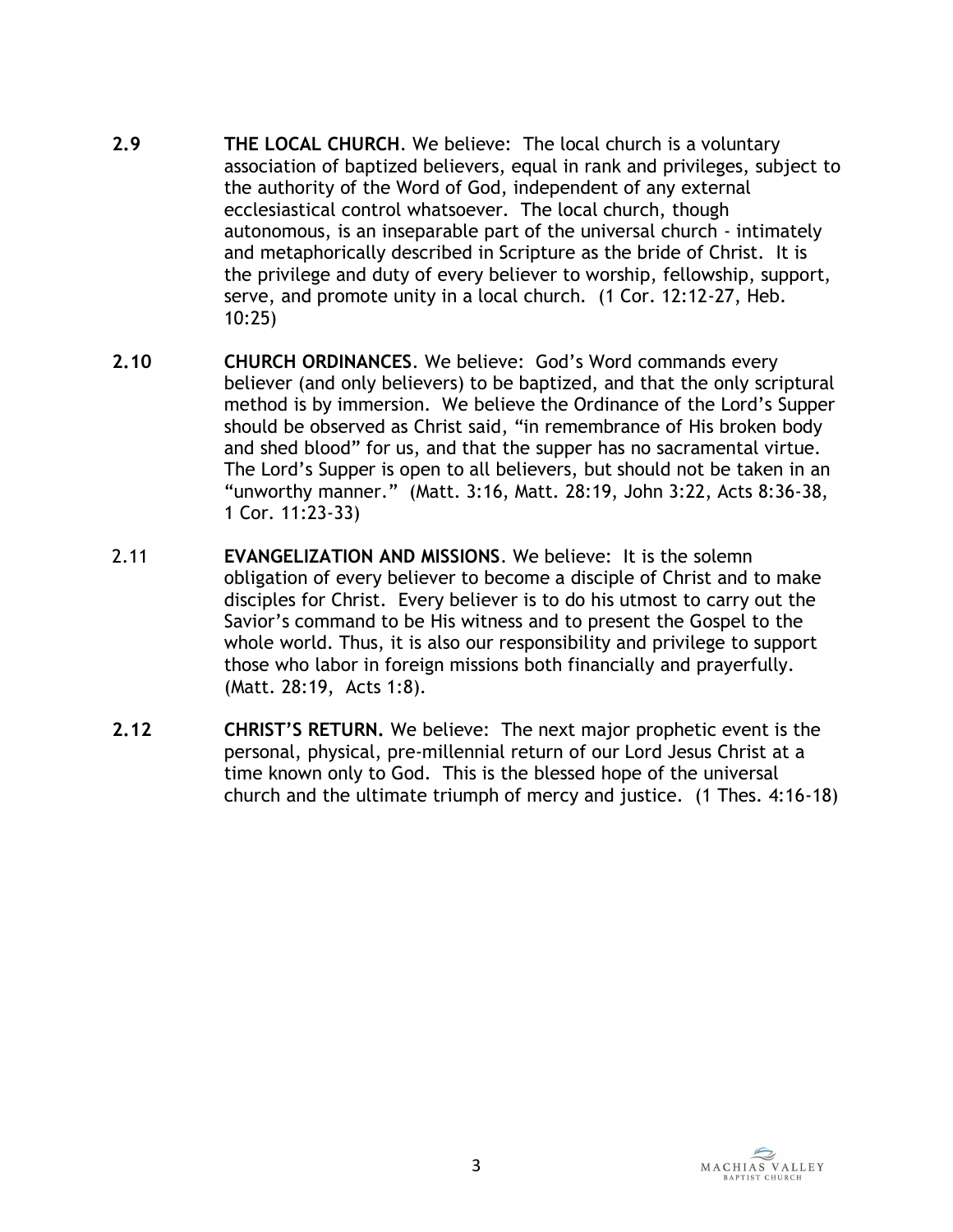**2.9** **THE LOCAL CHURCH**. We believe: The local church is a voluntary association of baptized believers, equal in rank and privileges, subject to the authority of the Word of God, independent of any external ecclesiastical control whatsoever. The local church, though autonomous, is an inseparable part of the universal church - intimately and metaphorically described in Scripture as the bride of Christ. It is the privilege and duty of every believer to worship, fellowship, support, serve, and promote unity in a local church. (1 Cor. 12:12-27, Heb. 10:25)

**2.10** **CHURCH ORDINANCES**. We believe: God's Word commands every believer (and only believers) to be baptized, and that the only scriptural method is by immersion. We believe the Ordinance of the Lord's Supper should be observed as Christ said, "in remembrance of His broken body and shed blood" for us, and that the supper has no sacramental virtue. The Lord's Supper is open to all believers, but should not be taken in an "unworthy manner." (Matt. 3:16, Matt. 28:19, John 3:22, Acts 8:36-38, 1 Cor. 11:23-33)

2.11 **EVANGELIZATION AND MISSIONS**. We believe: It is the solemn obligation of every believer to become a disciple of Christ and to make disciples for Christ. Every believer is to do his utmost to carry out the Savior's command to be His witness and to present the Gospel to the whole world. Thus, it is also our responsibility and privilege to support those who labor in foreign missions both financially and prayerfully. (Matt. 28:19, Acts 1:8).

**2.12** **CHRIST'S RETURN.** We believe: The next major prophetic event is the personal, physical, pre-millennial return of our Lord Jesus Christ at a time known only to God. This is the blessed hope of the universal church and the ultimate triumph of mercy and justice. (1 Thes. 4:16-18)